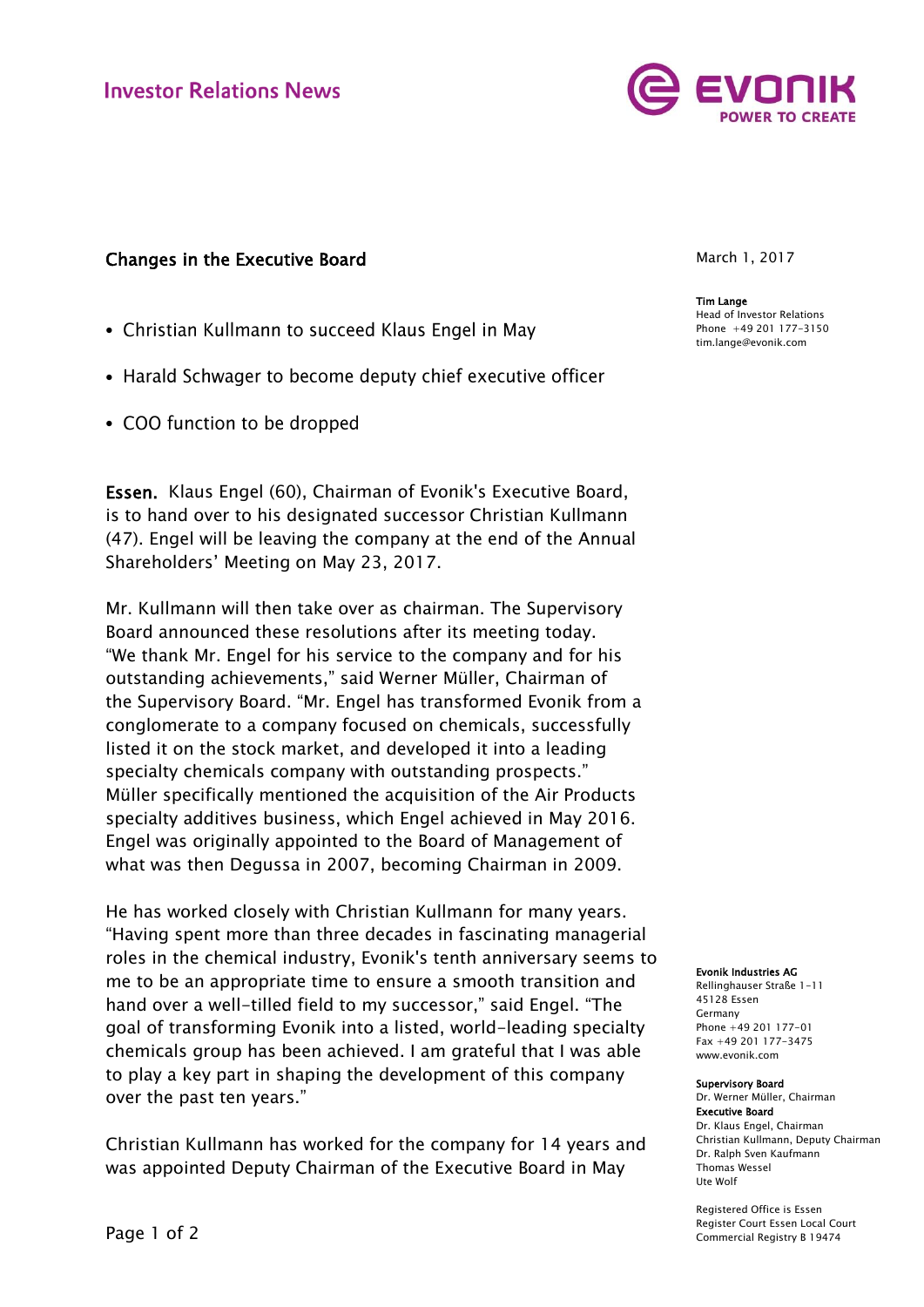Investor Relations News

## Changes in the Executive Board

March 1, 2017

**Tim Lange**
Head of Investor Relations
Phone +49 201 177-3150
tim.lange@evonik.com

- Christian Kullmann to succeed Klaus Engel in May
- Harald Schwager to become deputy chief executive officer
- COO function to be dropped

**Essen.** Klaus Engel (60), Chairman of Evonik's Executive Board, is to hand over to his designated successor Christian Kullmann (47). Engel will be leaving the company at the end of the Annual Shareholders' Meeting on May 23, 2017.

Mr. Kullmann will then take over as chairman. The Supervisory Board announced these resolutions after its meeting today. "We thank Mr. Engel for his service to the company and for his outstanding achievements," said Werner Müller, Chairman of the Supervisory Board. "Mr. Engel has transformed Evonik from a conglomerate to a company focused on chemicals, successfully listed it on the stock market, and developed it into a leading specialty chemicals company with outstanding prospects." Müller specifically mentioned the acquisition of the Air Products specialty additives business, which Engel achieved in May 2016. Engel was originally appointed to the Board of Management of what was then Degussa in 2007, becoming Chairman in 2009.

He has worked closely with Christian Kullmann for many years. "Having spent more than three decades in fascinating managerial roles in the chemical industry, Evonik's tenth anniversary seems to me to be an appropriate time to ensure a smooth transition and hand over a well-tilled field to my successor," said Engel. "The goal of transforming Evonik into a listed, world-leading specialty chemicals group has been achieved. I am grateful that I was able to play a key part in shaping the development of this company over the past ten years."

Christian Kullmann has worked for the company for 14 years and was appointed Deputy Chairman of the Executive Board in May

**Evonik Industries AG**
Rellinghauser Straße 1-11
45128 Essen
Germany
Phone +49 201 177-01
Fax +49 201 177-3475
www.evonik.com

**Supervisory Board**
Dr. Werner Müller, Chairman
**Executive Board**
Dr. Klaus Engel, Chairman
Christian Kullmann, Deputy Chairman
Dr. Ralph Sven Kaufmann
Thomas Wessel
Ute Wolf

Registered Office is Essen
Register Court Essen Local Court
Commercial Registry B 19474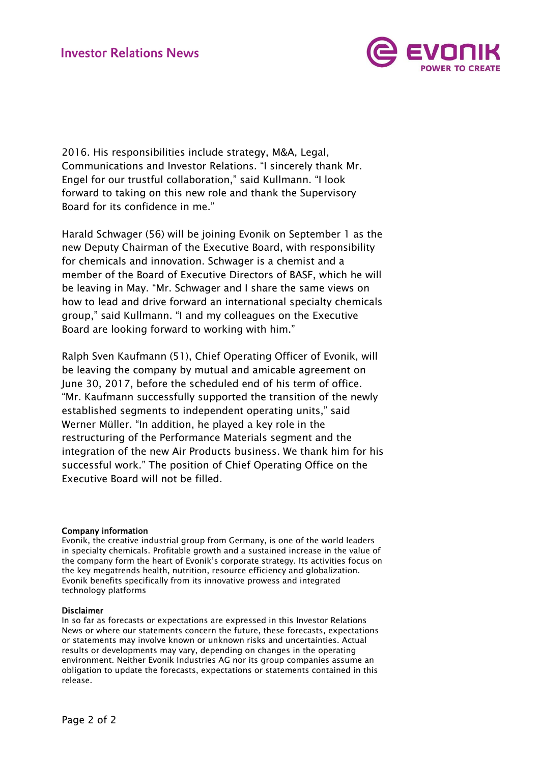2016. His responsibilities include strategy, M&A, Legal, Communications and Investor Relations. “I sincerely thank Mr. Engel for our trustful collaboration,” said Kullmann. “I look forward to taking on this new role and thank the Supervisory Board for its confidence in me.”

Harald Schwager (56) will be joining Evonik on September 1 as the new Deputy Chairman of the Executive Board, with responsibility for chemicals and innovation. Schwager is a chemist and a member of the Board of Executive Directors of BASF, which he will be leaving in May. “Mr. Schwager and I share the same views on how to lead and drive forward an international specialty chemicals group,” said Kullmann. “I and my colleagues on the Executive Board are looking forward to working with him.”

Ralph Sven Kaufmann (51), Chief Operating Officer of Evonik, will be leaving the company by mutual and amicable agreement on June 30, 2017, before the scheduled end of his term of office. “Mr. Kaufmann successfully supported the transition of the newly established segments to independent operating units,” said Werner Müller. “In addition, he played a key role in the restructuring of the Performance Materials segment and the integration of the new Air Products business. We thank him for his successful work.” The position of Chief Operating Office on the Executive Board will not be filled.

**Company information**

Evonik, the creative industrial group from Germany, is one of the world leaders in specialty chemicals. Profitable growth and a sustained increase in the value of the company form the heart of Evonik’s corporate strategy. Its activities focus on the key megatrends health, nutrition, resource efficiency and globalization. Evonik benefits specifically from its innovative prowess and integrated technology platforms

**Disclaimer**

In so far as forecasts or expectations are expressed in this Investor Relations News or where our statements concern the future, these forecasts, expectations or statements may involve known or unknown risks and uncertainties. Actual results or developments may vary, depending on changes in the operating environment. Neither Evonik Industries AG nor its group companies assume an obligation to update the forecasts, expectations or statements contained in this release.